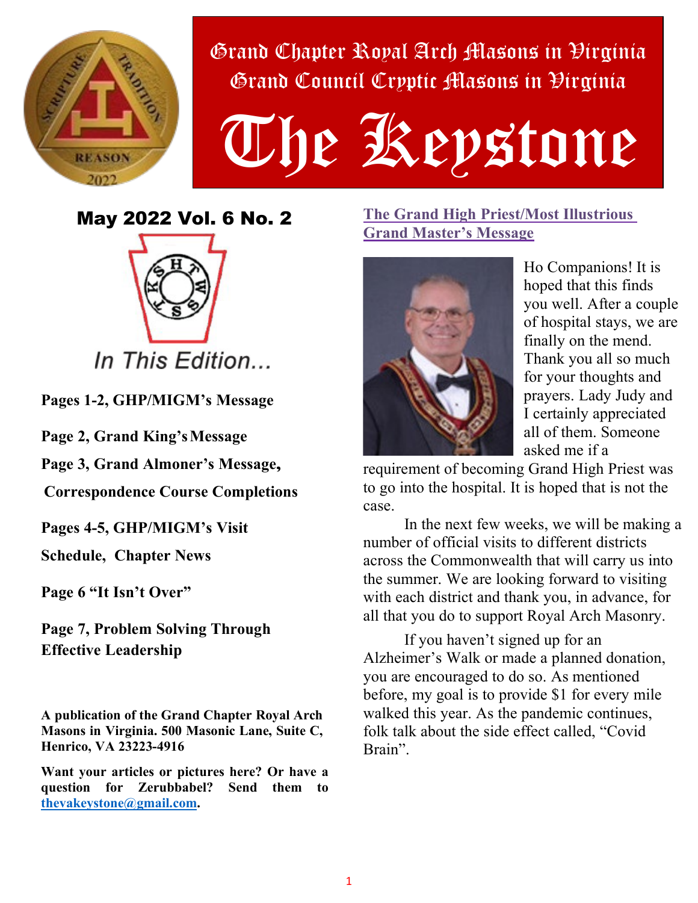Grand Chapter Royal Arch Masons in Virginia
Grand Council Cryptic Masons in Virginia

# The Keystone

**May 2022 Vol. 6 No. 2**

*In This Edition...*

**Pages 1-2, GHP/MIGM's Message**

**Page 2, Grand King's Message**

**Page 3, Grand Almoner's Message,**

**Correspondence Course Completions**

**Pages 4-5, GHP/MIGM's Visit Schedule, Chapter News**

**Page 6 "It Isn't Over"**

**Page 7, Problem Solving Through Effective Leadership**

**A publication of the Grand Chapter Royal Arch Masons in Virginia. 500 Masonic Lane, Suite C, Henrico, VA 23223-4916**

**Want your articles or pictures here? Or have a question for Zerubbabel? Send them to thevakeystone@gmail.com.**

## The Grand High Priest/Most Illustrious Grand Master's Message

Ho Companions! It is hoped that this finds you well. After a couple of hospital stays, we are finally on the mend. Thank you all so much for your thoughts and prayers. Lady Judy and I certainly appreciated all of them. Someone asked me if a requirement of becoming Grand High Priest was to go into the hospital. It is hoped that is not the case.

In the next few weeks, we will be making a number of official visits to different districts across the Commonwealth that will carry us into the summer. We are looking forward to visiting with each district and thank you, in advance, for all that you do to support Royal Arch Masonry.

If you haven't signed up for an Alzheimer's Walk or made a planned donation, you are encouraged to do so. As mentioned before, my goal is to provide $1 for every mile walked this year. As the pandemic continues, folk talk about the side effect called, "Covid Brain".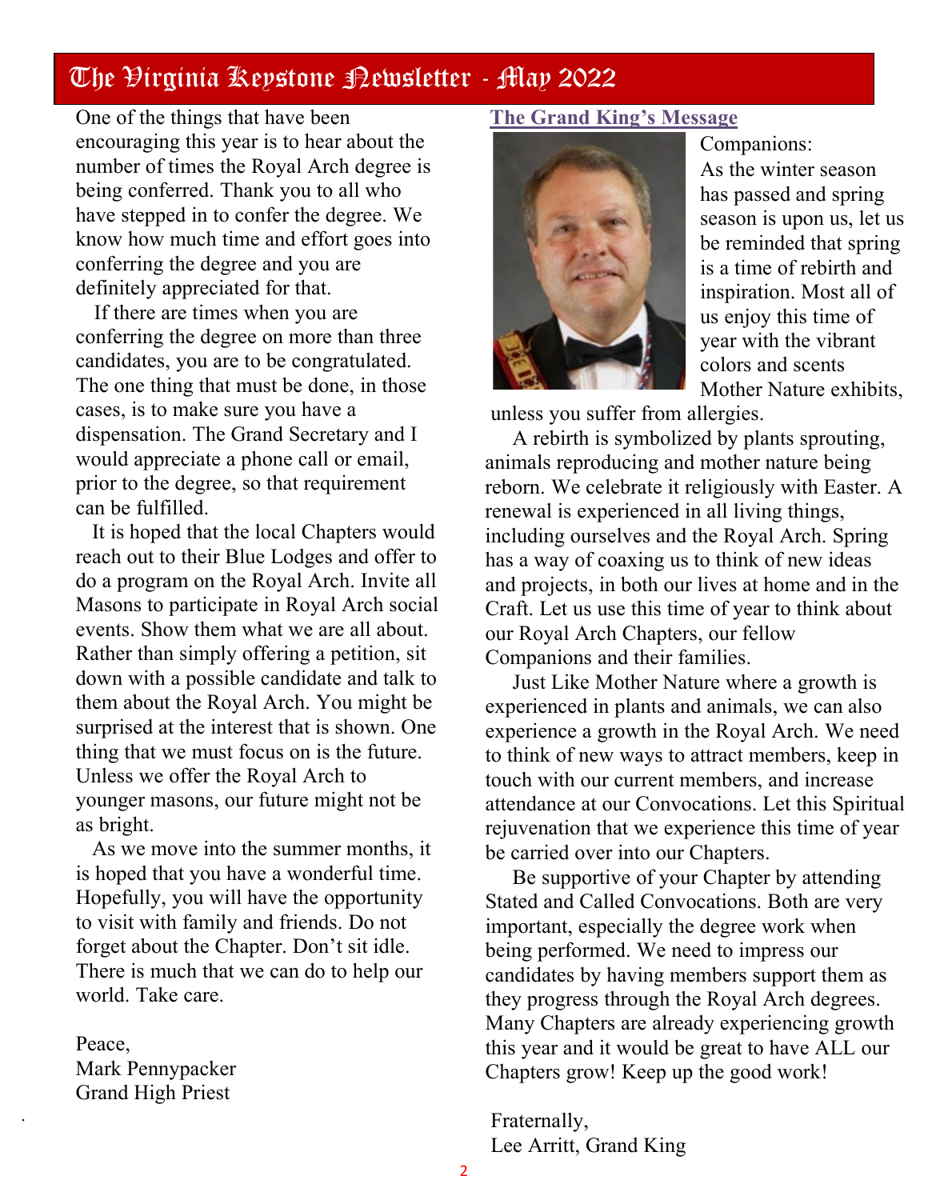One of the things that have been encouraging this year is to hear about the number of times the Royal Arch degree is being conferred. Thank you to all who have stepped in to confer the degree. We know how much time and effort goes into conferring the degree and you are definitely appreciated for that.

If there are times when you are conferring the degree on more than three candidates, you are to be congratulated. The one thing that must be done, in those cases, is to make sure you have a dispensation. The Grand Secretary and I would appreciate a phone call or email, prior to the degree, so that requirement can be fulfilled.

It is hoped that the local Chapters would reach out to their Blue Lodges and offer to do a program on the Royal Arch. Invite all Masons to participate in Royal Arch social events. Show them what we are all about. Rather than simply offering a petition, sit down with a possible candidate and talk to them about the Royal Arch. You might be surprised at the interest that is shown. One thing that we must focus on is the future. Unless we offer the Royal Arch to younger masons, our future might not be as bright.

As we move into the summer months, it is hoped that you have a wonderful time. Hopefully, you will have the opportunity to visit with family and friends. Do not forget about the Chapter. Don't sit idle. There is much that we can do to help our world. Take care.

Peace,
Mark Pennypacker
Grand High Priest

## The Grand King's Message

Companions:

As the winter season has passed and spring season is upon us, let us be reminded that spring is a time of rebirth and inspiration. Most all of us enjoy this time of year with the vibrant colors and scents Mother Nature exhibits, unless you suffer from allergies.

A rebirth is symbolized by plants sprouting, animals reproducing and mother nature being reborn. We celebrate it religiously with Easter. A renewal is experienced in all living things, including ourselves and the Royal Arch. Spring has a way of coaxing us to think of new ideas and projects, in both our lives at home and in the Craft. Let us use this time of year to think about our Royal Arch Chapters, our fellow Companions and their families.

Just Like Mother Nature where a growth is experienced in plants and animals, we can also experience a growth in the Royal Arch. We need to think of new ways to attract members, keep in touch with our current members, and increase attendance at our Convocations. Let this Spiritual rejuvenation that we experience this time of year be carried over into our Chapters.

Be supportive of your Chapter by attending Stated and Called Convocations. Both are very important, especially the degree work when being performed. We need to impress our candidates by having members support them as they progress through the Royal Arch degrees. Many Chapters are already experiencing growth this year and it would be great to have ALL our Chapters grow! Keep up the good work!

Fraternally,
Lee Arritt, Grand King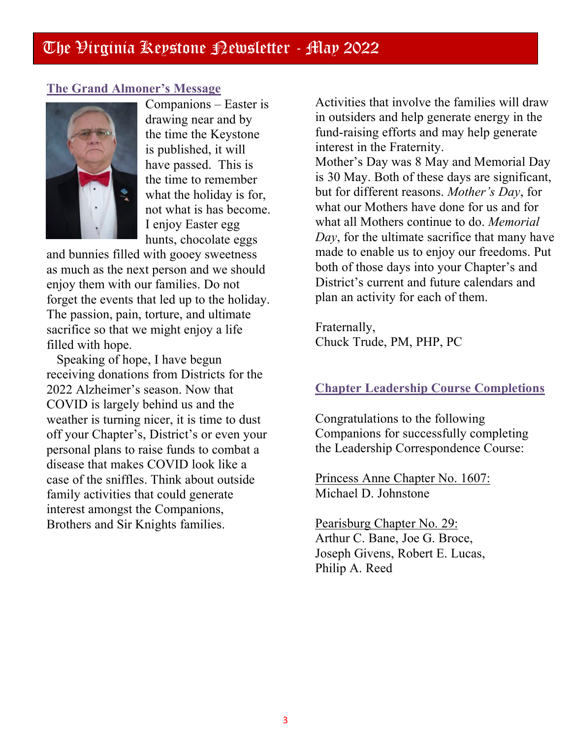# The Virginia Keystone Newsletter - May 2022

## The Grand Almoner's Message

Companions – Easter is drawing near and by the time the Keystone is published, it will have passed. This is the time to remember what the holiday is for, not what is has become. I enjoy Easter egg hunts, chocolate eggs and bunnies filled with gooey sweetness as much as the next person and we should enjoy them with our families. Do not forget the events that led up to the holiday. The passion, pain, torture, and ultimate sacrifice so that we might enjoy a life filled with hope.

Speaking of hope, I have begun receiving donations from Districts for the 2022 Alzheimer's season. Now that COVID is largely behind us and the weather is turning nicer, it is time to dust off your Chapter's, District's or even your personal plans to raise funds to combat a disease that makes COVID look like a case of the sniffles. Think about outside family activities that could generate interest amongst the Companions, Brothers and Sir Knights families. Activities that involve the families will draw in outsiders and help generate energy in the fund-raising efforts and may help generate interest in the Fraternity.

Mother's Day was 8 May and Memorial Day is 30 May. Both of these days are significant, but for different reasons. *Mother's Day*, for what our Mothers have done for us and for what all Mothers continue to do. *Memorial Day*, for the ultimate sacrifice that many have made to enable us to enjoy our freedoms. Put both of those days into your Chapter's and District's current and future calendars and plan an activity for each of them.

Fraternally,
Chuck Trude, PM, PHP, PC

## Chapter Leadership Course Completions

Congratulations to the following Companions for successfully completing the Leadership Correspondence Course:

Princess Anne Chapter No. 1607:
Michael D. Johnstone

Pearisburg Chapter No. 29:
Arthur C. Bane, Joe G. Broce, Joseph Givens, Robert E. Lucas, Philip A. Reed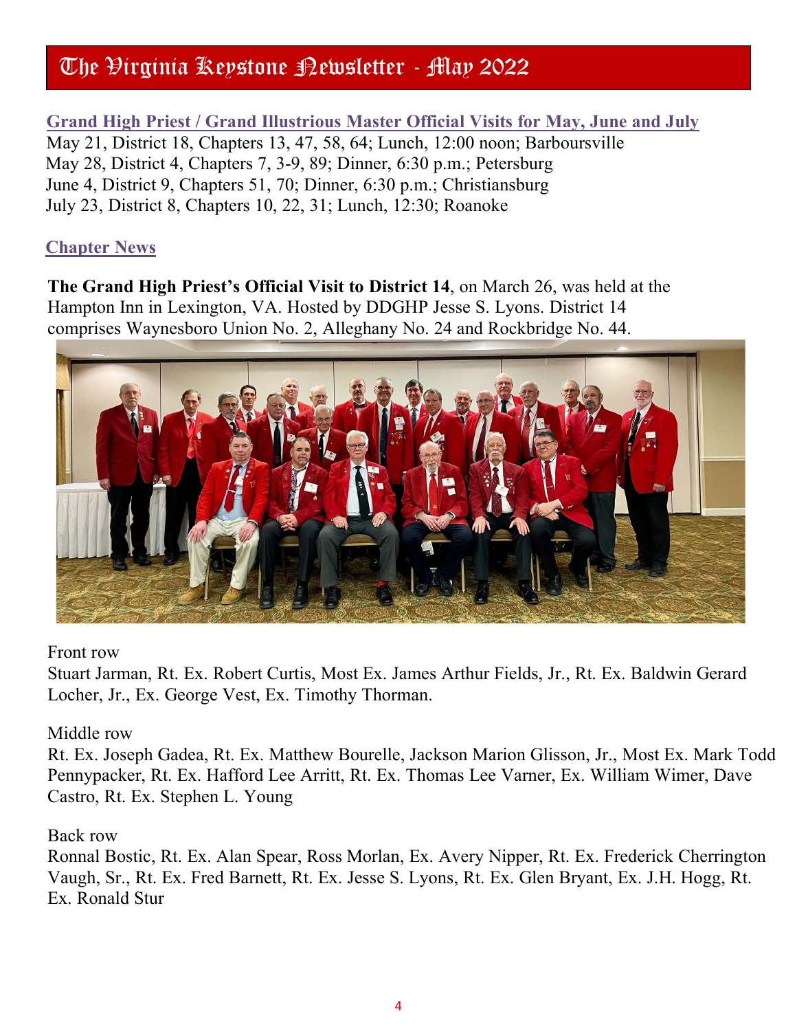# The Virginia Keystone Newsletter - May 2022

## Grand High Priest / Grand Illustrious Master Official Visits for May, June and July

May 21, District 18, Chapters 13, 47, 58, 64; Lunch, 12:00 noon; Barboursville
May 28, District 4, Chapters 7, 3-9, 89; Dinner, 6:30 p.m.; Petersburg
June 4, District 9, Chapters 51, 70; Dinner, 6:30 p.m.; Christiansburg
July 23, District 8, Chapters 10, 22, 31; Lunch, 12:30; Roanoke

## Chapter News

**The Grand High Priest's Official Visit to District 14**, on March 26, was held at the Hampton Inn in Lexington, VA. Hosted by DDGHP Jesse S. Lyons. District 14 comprises Waynesboro Union No. 2, Alleghany No. 24 and Rockbridge No. 44.

Front row

Stuart Jarman, Rt. Ex. Robert Curtis, Most Ex. James Arthur Fields, Jr., Rt. Ex. Baldwin Gerard Locher, Jr., Ex. George Vest, Ex. Timothy Thorman.

Middle row

Rt. Ex. Joseph Gadea, Rt. Ex. Matthew Bourelle, Jackson Marion Glisson, Jr., Most Ex. Mark Todd Pennypacker, Rt. Ex. Hafford Lee Arritt, Rt. Ex. Thomas Lee Varner, Ex. William Wimer, Dave Castro, Rt. Ex. Stephen L. Young

Back row

Ronnal Bostic, Rt. Ex. Alan Spear, Ross Morlan, Ex. Avery Nipper, Rt. Ex. Frederick Cherrington Vaugh, Sr., Rt. Ex. Fred Barnett, Rt. Ex. Jesse S. Lyons, Rt. Ex. Glen Bryant, Ex. J.H. Hogg, Rt. Ex. Ronald Stur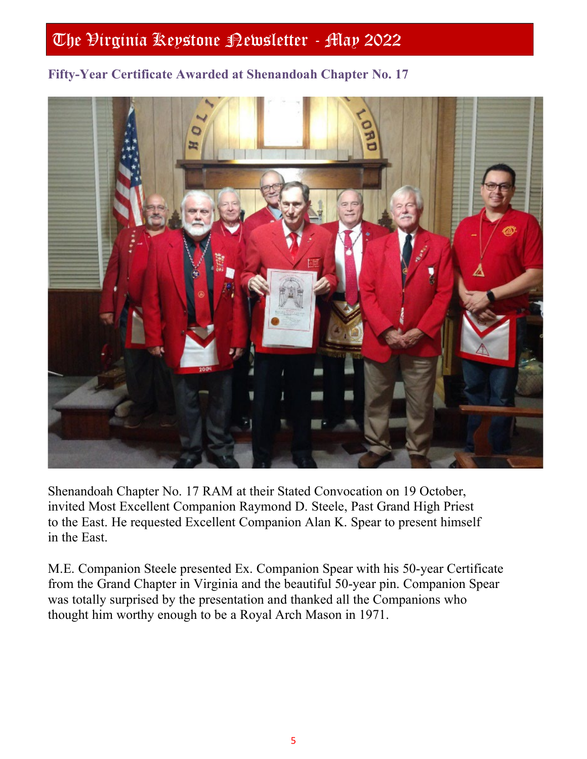## Fifty-Year Certificate Awarded at Shenandoah Chapter No. 17

Shenandoah Chapter No. 17 RAM at their Stated Convocation on 19 October, invited Most Excellent Companion Raymond D. Steele, Past Grand High Priest to the East. He requested Excellent Companion Alan K. Spear to present himself in the East.

M.E. Companion Steele presented Ex. Companion Spear with his 50-year Certificate from the Grand Chapter in Virginia and the beautiful 50-year pin. Companion Spear was totally surprised by the presentation and thanked all the Companions who thought him worthy enough to be a Royal Arch Mason in 1971.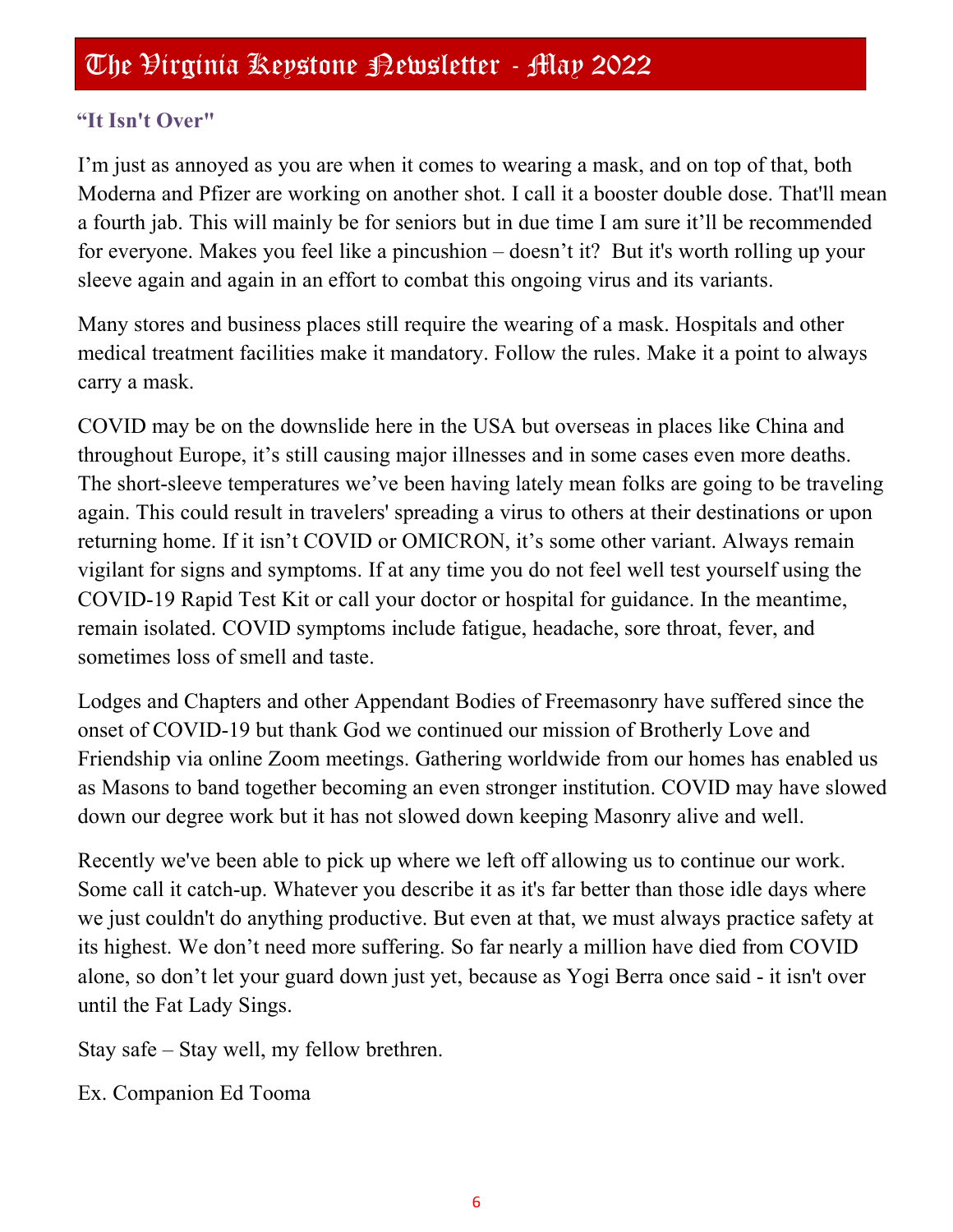## "It Isn't Over"

I'm just as annoyed as you are when it comes to wearing a mask, and on top of that, both Moderna and Pfizer are working on another shot. I call it a booster double dose. That'll mean a fourth jab. This will mainly be for seniors but in due time I am sure it'll be recommended for everyone. Makes you feel like a pincushion – doesn't it? But it's worth rolling up your sleeve again and again in an effort to combat this ongoing virus and its variants.

Many stores and business places still require the wearing of a mask. Hospitals and other medical treatment facilities make it mandatory. Follow the rules. Make it a point to always carry a mask.

COVID may be on the downslide here in the USA but overseas in places like China and throughout Europe, it's still causing major illnesses and in some cases even more deaths. The short-sleeve temperatures we've been having lately mean folks are going to be traveling again. This could result in travelers' spreading a virus to others at their destinations or upon returning home. If it isn't COVID or OMICRON, it's some other variant. Always remain vigilant for signs and symptoms. If at any time you do not feel well test yourself using the COVID-19 Rapid Test Kit or call your doctor or hospital for guidance. In the meantime, remain isolated. COVID symptoms include fatigue, headache, sore throat, fever, and sometimes loss of smell and taste.

Lodges and Chapters and other Appendant Bodies of Freemasonry have suffered since the onset of COVID-19 but thank God we continued our mission of Brotherly Love and Friendship via online Zoom meetings. Gathering worldwide from our homes has enabled us as Masons to band together becoming an even stronger institution. COVID may have slowed down our degree work but it has not slowed down keeping Masonry alive and well.

Recently we've been able to pick up where we left off allowing us to continue our work. Some call it catch-up. Whatever you describe it as it's far better than those idle days where we just couldn't do anything productive. But even at that, we must always practice safety at its highest. We don't need more suffering. So far nearly a million have died from COVID alone, so don't let your guard down just yet, because as Yogi Berra once said - it isn't over until the Fat Lady Sings.

Stay safe – Stay well, my fellow brethren.

Ex. Companion Ed Tooma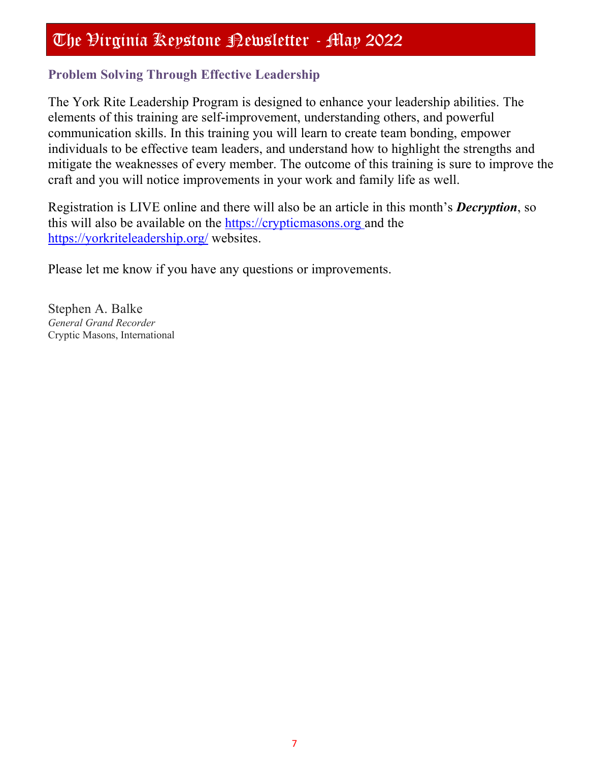# The Virginia Keystone Newsletter - May 2022

### Problem Solving Through Effective Leadership

The York Rite Leadership Program is designed to enhance your leadership abilities. The elements of this training are self-improvement, understanding others, and powerful communication skills. In this training you will learn to create team bonding, empower individuals to be effective team leaders, and understand how to highlight the strengths and mitigate the weaknesses of every member. The outcome of this training is sure to improve the craft and you will notice improvements in your work and family life as well.

Registration is LIVE online and there will also be an article in this month's ***Decryption***, so this will also be available on the https://crypticmasons.org and the https://yorkriteleadership.org/ websites.

Please let me know if you have any questions or improvements.

Stephen A. Balke
*General Grand Recorder*
Cryptic Masons, International